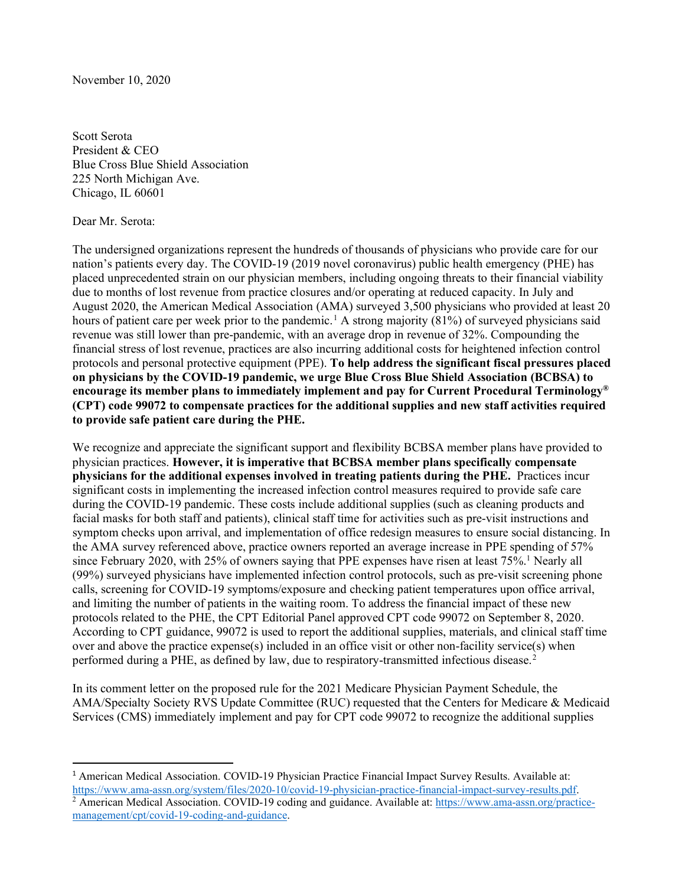November 10, 2020

Scott Serota
President & CEO
Blue Cross Blue Shield Association
225 North Michigan Ave.
Chicago, IL 60601

Dear Mr. Serota:

The undersigned organizations represent the hundreds of thousands of physicians who provide care for our nation's patients every day. The COVID-19 (2019 novel coronavirus) public health emergency (PHE) has placed unprecedented strain on our physician members, including ongoing threats to their financial viability due to months of lost revenue from practice closures and/or operating at reduced capacity. In July and August 2020, the American Medical Association (AMA) surveyed 3,500 physicians who provided at least 20 hours of patient care per week prior to the pandemic.[1] A strong majority (81%) of surveyed physicians said revenue was still lower than pre-pandemic, with an average drop in revenue of 32%. Compounding the financial stress of lost revenue, practices are also incurring additional costs for heightened infection control protocols and personal protective equipment (PPE). **To help address the significant fiscal pressures placed on physicians by the COVID-19 pandemic, we urge Blue Cross Blue Shield Association (BCBSA) to encourage its member plans to immediately implement and pay for Current Procedural Terminology® (CPT) code 99072 to compensate practices for the additional supplies and new staff activities required to provide safe patient care during the PHE.**

We recognize and appreciate the significant support and flexibility BCBSA member plans have provided to physician practices. **However, it is imperative that BCBSA member plans specifically compensate physicians for the additional expenses involved in treating patients during the PHE.** Practices incur significant costs in implementing the increased infection control measures required to provide safe care during the COVID-19 pandemic. These costs include additional supplies (such as cleaning products and facial masks for both staff and patients), clinical staff time for activities such as pre-visit instructions and symptom checks upon arrival, and implementation of office redesign measures to ensure social distancing. In the AMA survey referenced above, practice owners reported an average increase in PPE spending of 57% since February 2020, with 25% of owners saying that PPE expenses have risen at least 75%.[1] Nearly all (99%) surveyed physicians have implemented infection control protocols, such as pre-visit screening phone calls, screening for COVID-19 symptoms/exposure and checking patient temperatures upon office arrival, and limiting the number of patients in the waiting room. To address the financial impact of these new protocols related to the PHE, the CPT Editorial Panel approved CPT code 99072 on September 8, 2020. According to CPT guidance, 99072 is used to report the additional supplies, materials, and clinical staff time over and above the practice expense(s) included in an office visit or other non-facility service(s) when performed during a PHE, as defined by law, due to respiratory-transmitted infectious disease.[2]

In its comment letter on the proposed rule for the 2021 Medicare Physician Payment Schedule, the AMA/Specialty Society RVS Update Committee (RUC) requested that the Centers for Medicare & Medicaid Services (CMS) immediately implement and pay for CPT code 99072 to recognize the additional supplies

---

[1] American Medical Association. COVID-19 Physician Practice Financial Impact Survey Results. Available at: https://www.ama-assn.org/system/files/2020-10/covid-19-physician-practice-financial-impact-survey-results.pdf.

[2] American Medical Association. COVID-19 coding and guidance. Available at: https://www.ama-assn.org/practice-management/cpt/covid-19-coding-and-guidance.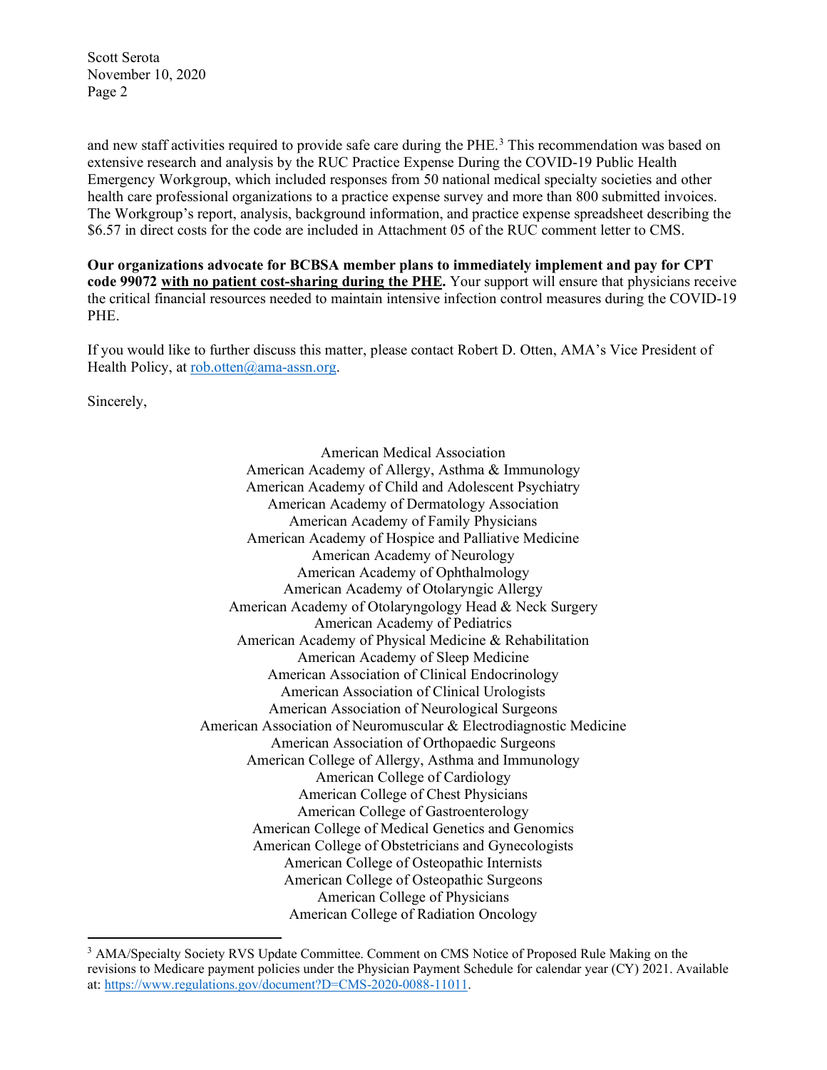and new staff activities required to provide safe care during the PHE.[3] This recommendation was based on extensive research and analysis by the RUC Practice Expense During the COVID-19 Public Health Emergency Workgroup, which included responses from 50 national medical specialty societies and other health care professional organizations to a practice expense survey and more than 800 submitted invoices. The Workgroup's report, analysis, background information, and practice expense spreadsheet describing the $6.57 in direct costs for the code are included in Attachment 05 of the RUC comment letter to CMS.

**Our organizations advocate for BCBSA member plans to immediately implement and pay for CPT code 99072 <u>with no patient cost-sharing during the PHE</u>.** Your support will ensure that physicians receive the critical financial resources needed to maintain intensive infection control measures during the COVID-19 PHE.

If you would like to further discuss this matter, please contact Robert D. Otten, AMA's Vice President of Health Policy, at rob.otten@ama-assn.org.

Sincerely,

American Medical Association
American Academy of Allergy, Asthma & Immunology
American Academy of Child and Adolescent Psychiatry
American Academy of Dermatology Association
American Academy of Family Physicians
American Academy of Hospice and Palliative Medicine
American Academy of Neurology
American Academy of Ophthalmology
American Academy of Otolaryngic Allergy
American Academy of Otolaryngology Head & Neck Surgery
American Academy of Pediatrics
American Academy of Physical Medicine & Rehabilitation
American Academy of Sleep Medicine
American Association of Clinical Endocrinology
American Association of Clinical Urologists
American Association of Neurological Surgeons
American Association of Neuromuscular & Electrodiagnostic Medicine
American Association of Orthopaedic Surgeons
American College of Allergy, Asthma and Immunology
American College of Cardiology
American College of Chest Physicians
American College of Gastroenterology
American College of Medical Genetics and Genomics
American College of Obstetricians and Gynecologists
American College of Osteopathic Internists
American College of Osteopathic Surgeons
American College of Physicians
American College of Radiation Oncology

[3] AMA/Specialty Society RVS Update Committee. Comment on CMS Notice of Proposed Rule Making on the revisions to Medicare payment policies under the Physician Payment Schedule for calendar year (CY) 2021. Available at: https://www.regulations.gov/document?D=CMS-2020-0088-11011.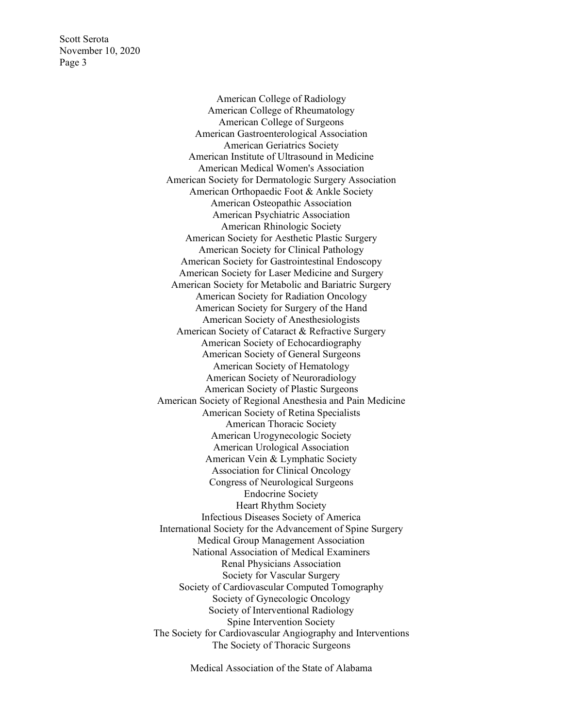American College of Radiology
American College of Rheumatology
American College of Surgeons
American Gastroenterological Association
American Geriatrics Society
American Institute of Ultrasound in Medicine
American Medical Women's Association
American Society for Dermatologic Surgery Association
American Orthopaedic Foot & Ankle Society
American Osteopathic Association
American Psychiatric Association
American Rhinologic Society
American Society for Aesthetic Plastic Surgery
American Society for Clinical Pathology
American Society for Gastrointestinal Endoscopy
American Society for Laser Medicine and Surgery
American Society for Metabolic and Bariatric Surgery
American Society for Radiation Oncology
American Society for Surgery of the Hand
American Society of Anesthesiologists
American Society of Cataract & Refractive Surgery
American Society of Echocardiography
American Society of General Surgeons
American Society of Hematology
American Society of Neuroradiology
American Society of Plastic Surgeons
American Society of Regional Anesthesia and Pain Medicine
American Society of Retina Specialists
American Thoracic Society
American Urogynecologic Society
American Urological Association
American Vein & Lymphatic Society
Association for Clinical Oncology
Congress of Neurological Surgeons
Endocrine Society
Heart Rhythm Society
Infectious Diseases Society of America
International Society for the Advancement of Spine Surgery
Medical Group Management Association
National Association of Medical Examiners
Renal Physicians Association
Society for Vascular Surgery
Society of Cardiovascular Computed Tomography
Society of Gynecologic Oncology
Society of Interventional Radiology
Spine Intervention Society
The Society for Cardiovascular Angiography and Interventions
The Society of Thoracic Surgeons

Medical Association of the State of Alabama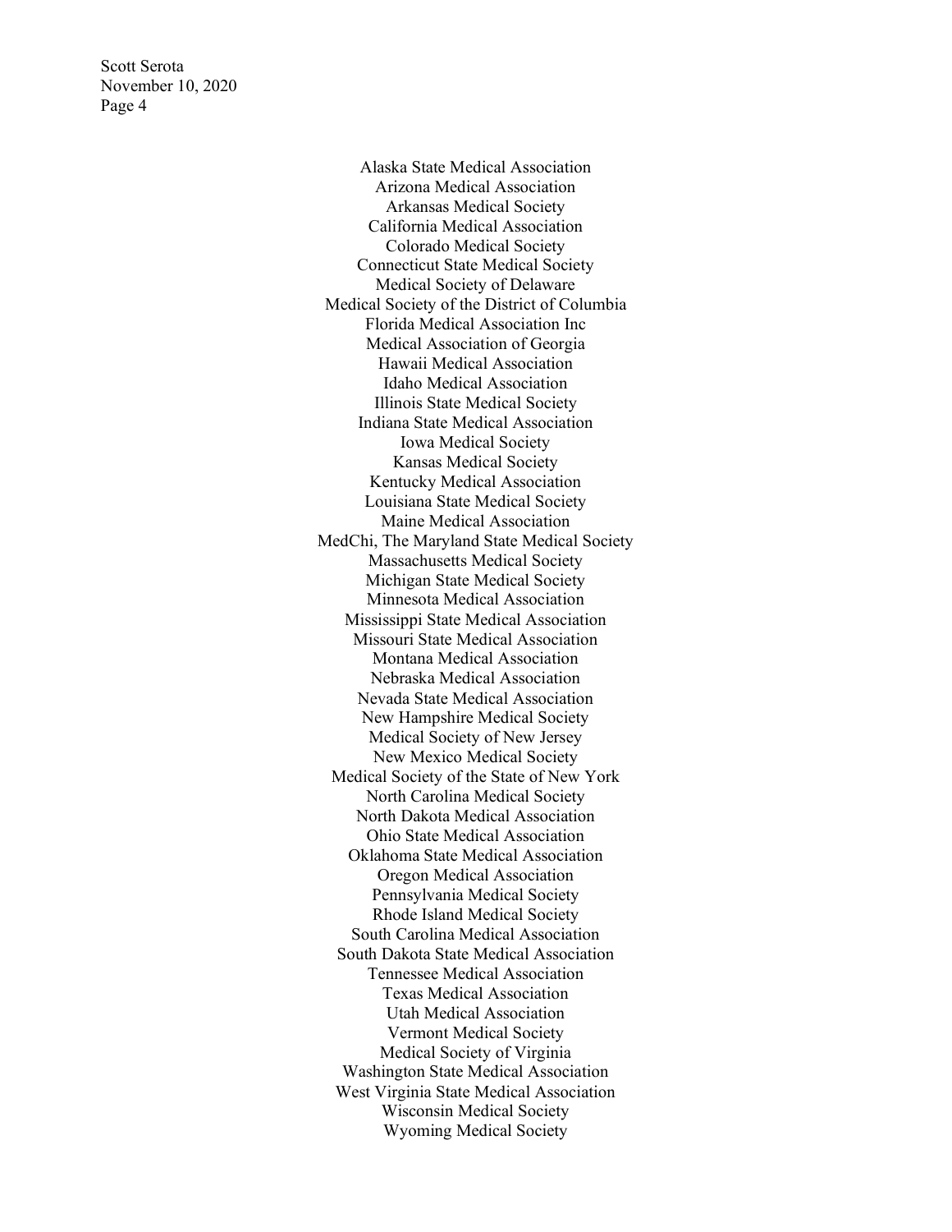Alaska State Medical Association
Arizona Medical Association
Arkansas Medical Society
California Medical Association
Colorado Medical Society
Connecticut State Medical Society
Medical Society of Delaware
Medical Society of the District of Columbia
Florida Medical Association Inc
Medical Association of Georgia
Hawaii Medical Association
Idaho Medical Association
Illinois State Medical Society
Indiana State Medical Association
Iowa Medical Society
Kansas Medical Society
Kentucky Medical Association
Louisiana State Medical Society
Maine Medical Association
MedChi, The Maryland State Medical Society
Massachusetts Medical Society
Michigan State Medical Society
Minnesota Medical Association
Mississippi State Medical Association
Missouri State Medical Association
Montana Medical Association
Nebraska Medical Association
Nevada State Medical Association
New Hampshire Medical Society
Medical Society of New Jersey
New Mexico Medical Society
Medical Society of the State of New York
North Carolina Medical Society
North Dakota Medical Association
Ohio State Medical Association
Oklahoma State Medical Association
Oregon Medical Association
Pennsylvania Medical Society
Rhode Island Medical Society
South Carolina Medical Association
South Dakota State Medical Association
Tennessee Medical Association
Texas Medical Association
Utah Medical Association
Vermont Medical Society
Medical Society of Virginia
Washington State Medical Association
West Virginia State Medical Association
Wisconsin Medical Society
Wyoming Medical Society